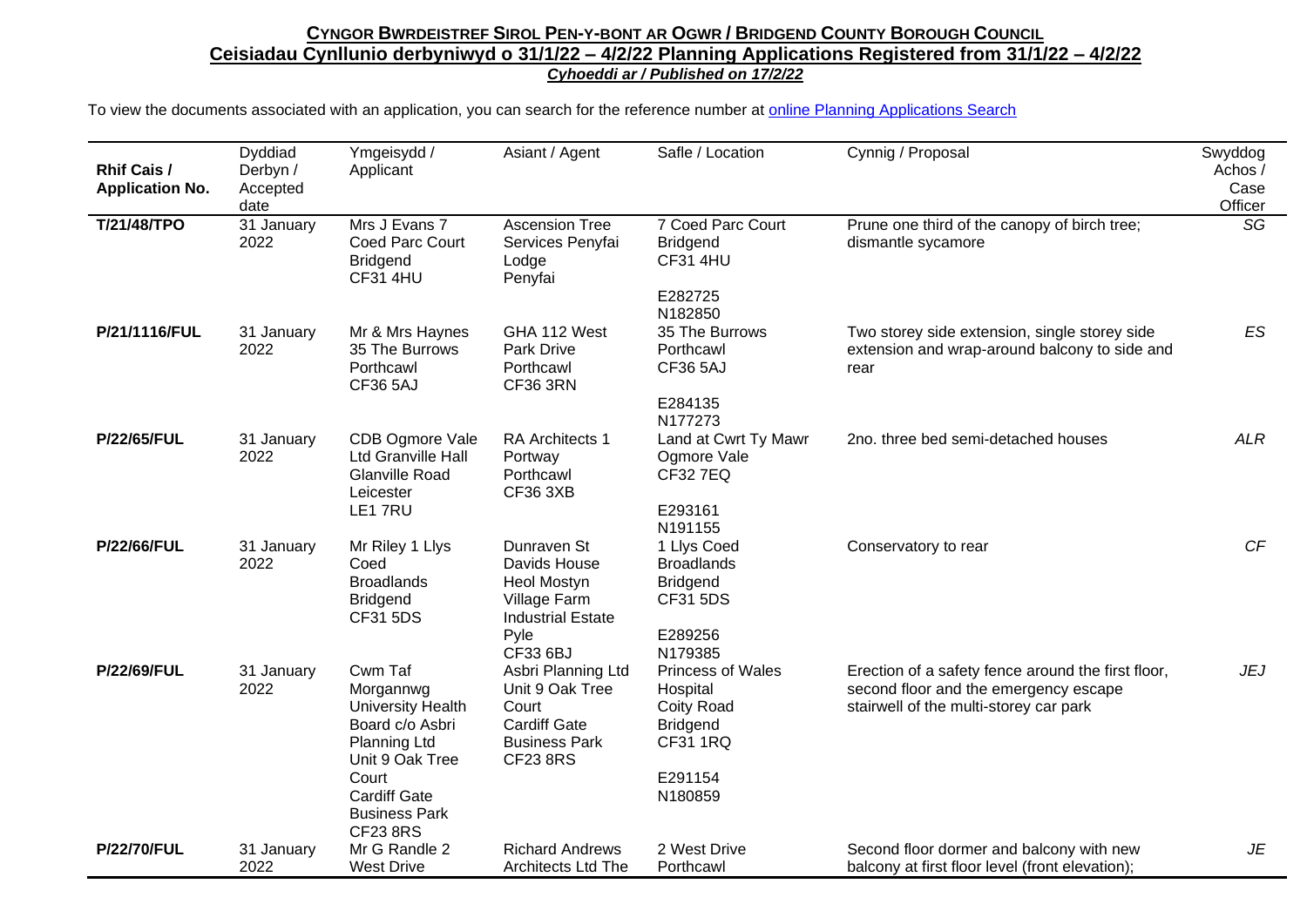**Cyngor Bwrdeistref Sirol Pen-y-bont ar Ogwr / Bridgend County Borough Council**

**Ceisiadau Cynllunio derbyniwyd o 31/1/22 – 4/2/22 Planning Applications Registered from 31/1/22 – 4/2/22**

***Cyhoeddi ar / Published on 17/2/22***

To view the documents associated with an application, you can search for the reference number at [online Planning Applications Search]

| Rhif Cais / Application No. | Dyddiad Derbyn / Accepted date | Ymgeisydd / Applicant | Asiant / Agent | Safle / Location | Cynnig / Proposal | Swyddog Achos / Case Officer |
|---|---|---|---|---|---|---|
| **T/21/48/TPO** | 31 January 2022 | Mrs J Evans 7 Coed Parc Court Bridgend CF31 4HU | Ascension Tree Services Penyfai Lodge Penyfai | 7 Coed Parc Court Bridgend CF31 4HU E282725 N182850 | Prune one third of the canopy of birch tree; dismantle sycamore | *SG* |
| **P/21/1116/FUL** | 31 January 2022 | Mr & Mrs Haynes 35 The Burrows Porthcawl CF36 5AJ | GHA 112 West Park Drive Porthcawl CF36 3RN | 35 The Burrows Porthcawl CF36 5AJ E284135 N177273 | Two storey side extension, single storey side extension and wrap-around balcony to side and rear | *ES* |
| **P/22/65/FUL** | 31 January 2022 | CDB Ogmore Vale Ltd Granville Hall Glanville Road Leicester LE1 7RU | RA Architects 1 Portway Porthcawl CF36 3XB | Land at Cwrt Ty Mawr Ogmore Vale CF32 7EQ E293161 N191155 | 2no. three bed semi-detached houses | *ALR* |
| **P/22/66/FUL** | 31 January 2022 | Mr Riley 1 Llys Coed Broadlands Bridgend CF31 5DS | Dunraven St Davids House Heol Mostyn Village Farm Industrial Estate Pyle CF33 6BJ | 1 Llys Coed Broadlands Bridgend CF31 5DS E289256 N179385 | Conservatory to rear | *CF* |
| **P/22/69/FUL** | 31 January 2022 | Cwm Taf Morgannwg University Health Board c/o Asbri Planning Ltd Unit 9 Oak Tree Court Cardiff Gate Business Park CF23 8RS | Asbri Planning Ltd Unit 9 Oak Tree Court Cardiff Gate Business Park CF23 8RS | Princess of Wales Hospital Coity Road Bridgend CF31 1RQ E291154 N180859 | Erection of a safety fence around the first floor, second floor and the emergency escape stairwell of the multi-storey car park | *JEJ* |
| **P/22/70/FUL** | 31 January 2022 | Mr G Randle 2 West Drive | Richard Andrews Architects Ltd The | 2 West Drive Porthcawl | Second floor dormer and balcony with new balcony at first floor level (front elevation); | *JE* |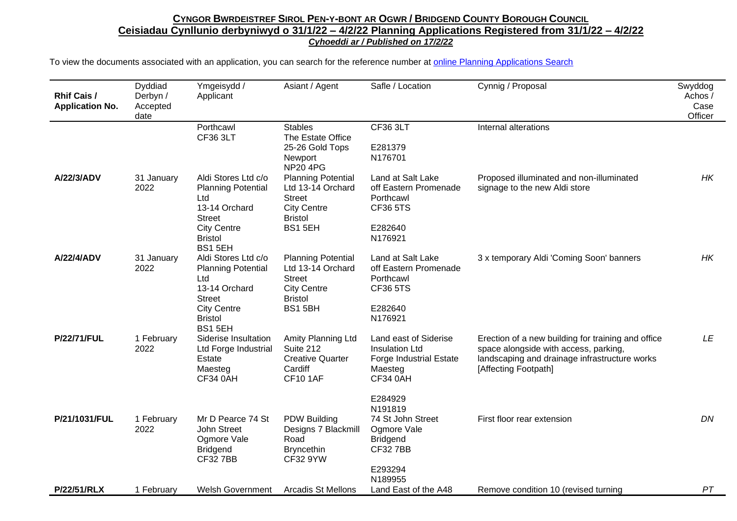**CYNGOR BWRDEISTREF SIROL PEN-Y-BONT AR OGWR / BRIDGEND COUNTY BOROUGH COUNCIL**

**Ceisiadau Cynllunio derbyniwyd o 31/1/22 – 4/2/22 Planning Applications Registered from 31/1/22 – 4/2/22**

***Cyhoeddi ar / Published on 17/2/22***

To view the documents associated with an application, you can search for the reference number at online Planning Applications Search

| Rhif Cais / Application No. | Dyddiad Derbyn / Accepted date | Ymgeisydd / Applicant | Asiant / Agent | Safle / Location | Cynnig / Proposal | Swyddog Achos / Case Officer |
|---|---|---|---|---|---|---|
| | | Porthcawl CF36 3LT | Stables The Estate Office 25-26 Gold Tops Newport NP20 4PG | CF36 3LT<br><br>E281379 N176701 | Internal alterations | |
| **A/22/3/ADV** | 31 January 2022 | Aldi Stores Ltd c/o Planning Potential Ltd 13-14 Orchard Street City Centre Bristol BS1 5EH | Planning Potential Ltd 13-14 Orchard Street City Centre Bristol BS1 5EH | Land at Salt Lake off Eastern Promenade Porthcawl CF36 5TS<br><br>E282640 N176921 | Proposed illuminated and non-illuminated signage to the new Aldi store | *HK* |
| **A/22/4/ADV** | 31 January 2022 | Aldi Stores Ltd c/o Planning Potential Ltd 13-14 Orchard Street City Centre Bristol BS1 5EH | Planning Potential Ltd 13-14 Orchard Street City Centre Bristol BS1 5BH | Land at Salt Lake off Eastern Promenade Porthcawl CF36 5TS<br><br>E282640 N176921 | 3 x temporary Aldi 'Coming Soon' banners | *HK* |
| **P/22/71/FUL** | 1 February 2022 | Siderise Insultation Ltd Forge Industrial Estate Maesteg CF34 0AH | Amity Planning Ltd Suite 212 Creative Quarter Cardiff CF10 1AF | Land east of Siderise Insulation Ltd Forge Industrial Estate Maesteg CF34 0AH<br><br>E284929 N191819 | Erection of a new building for training and office space alongside with access, parking, landscaping and drainage infrastructure works [Affecting Footpath] | *LE* |
| **P/21/1031/FUL** | 1 February 2022 | Mr D Pearce 74 St John Street Ogmore Vale Bridgend CF32 7BB | PDW Building Designs 7 Blackmill Road Bryncethin CF32 9YW | 74 St John Street Ogmore Vale Bridgend CF32 7BB<br><br>E293294 N189955 | First floor rear extension | *DN* |
| **P/22/51/RLX** | 1 February | Welsh Government | Arcadis St Mellons | Land East of the A48 | Remove condition 10 (revised turning | *PT* |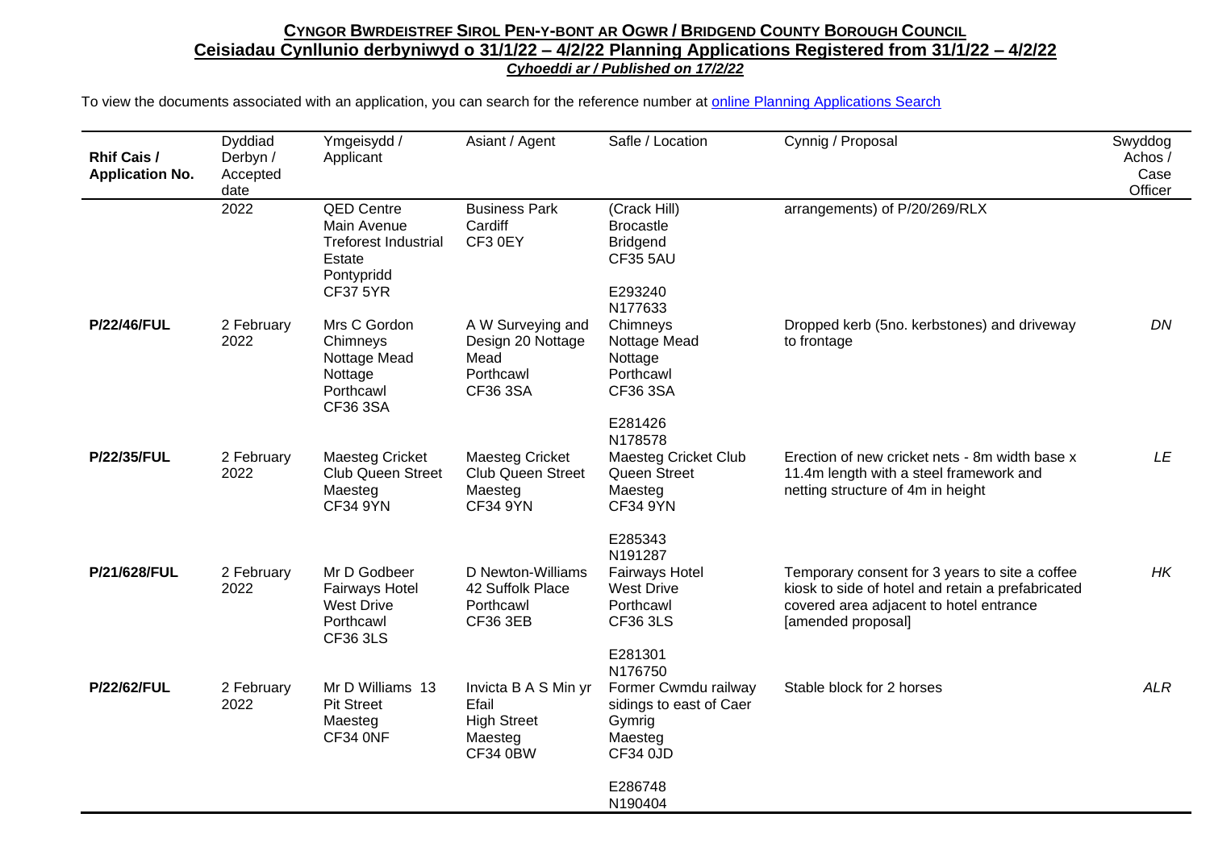**CYNGOR BWRDEISTREF SIROL PEN-Y-BONT AR OGWR / BRIDGEND COUNTY BOROUGH COUNCIL**

**Ceisiadau Cynllunio derbyniwyd o 31/1/22 – 4/2/22 Planning Applications Registered from 31/1/22 – 4/2/22**

***Cyhoeddi ar / Published on 17/2/22***

To view the documents associated with an application, you can search for the reference number at online Planning Applications Search

| Rhif Cais / Application No. | Dyddiad Derbyn / Accepted date | Ymgeisydd / Applicant | Asiant / Agent | Safle / Location | Cynnig / Proposal | Swyddog Achos / Case Officer |
|---|---|---|---|---|---|---|
| | 2022 | QED Centre Main Avenue Treforest Industrial Estate Pontypridd CF37 5YR | Business Park Cardiff CF3 0EY | (Crack Hill) Brocastle Bridgend CF35 5AU E293240 N177633 | arrangements) of P/20/269/RLX | |
| **P/22/46/FUL** | 2 February 2022 | Mrs C Gordon Chimneys Nottage Mead Nottage Porthcawl CF36 3SA | A W Surveying and Design 20 Nottage Mead Porthcawl CF36 3SA | Chimneys Nottage Mead Nottage Porthcawl CF36 3SA E281426 N178578 | Dropped kerb (5no. kerbstones) and driveway to frontage | *DN* |
| **P/22/35/FUL** | 2 February 2022 | Maesteg Cricket Club Queen Street Maesteg CF34 9YN | Maesteg Cricket Club Queen Street Maesteg CF34 9YN | Maesteg Cricket Club Queen Street Maesteg CF34 9YN E285343 N191287 | Erection of new cricket nets - 8m width base x 11.4m length with a steel framework and netting structure of 4m in height | *LE* |
| **P/21/628/FUL** | 2 February 2022 | Mr D Godbeer Fairways Hotel West Drive Porthcawl CF36 3LS | D Newton-Williams 42 Suffolk Place Porthcawl CF36 3EB | Fairways Hotel West Drive Porthcawl CF36 3LS E281301 N176750 | Temporary consent for 3 years to site a coffee kiosk to side of hotel and retain a prefabricated covered area adjacent to hotel entrance [amended proposal] | *HK* |
| **P/22/62/FUL** | 2 February 2022 | Mr D Williams 13 Pit Street Maesteg CF34 0NF | Invicta B A S Min yr Efail High Street Maesteg CF34 0BW | Former Cwmdu railway sidings to east of Caer Gymrig Maesteg CF34 0JD E286748 N190404 | Stable block for 2 horses | *ALR* |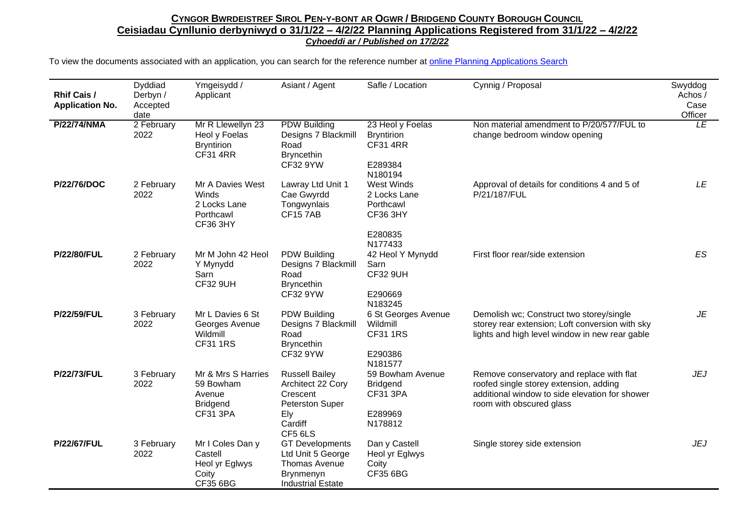**<u>Cyngor Bwrdeistref Sirol Pen-y-bont ar Ogwr / Bridgend County Borough Council</u>**

**<u>Ceisiadau Cynllunio derbyniwyd o 31/1/22 – 4/2/22 Planning Applications Registered from 31/1/22 – 4/2/22</u>**

***<u>Cyhoeddi ar / Published on 17/2/22</u>***

To view the documents associated with an application, you can search for the reference number at [online Planning Applications Search]()

| Rhif Cais / Application No. | Dyddiad Derbyn / Accepted date | Ymgeisydd / Applicant | Asiant / Agent | Safle / Location | Cynnig / Proposal | Swyddog Achos / Case Officer |
|---|---|---|---|---|---|---|
| **P/22/74/NMA** | 2 February 2022 | Mr R Llewellyn 23 Heol y Foelas Bryntirion CF31 4RR | PDW Building Designs 7 Blackmill Road Bryncethin CF32 9YW | 23 Heol y Foelas Bryntirion CF31 4RR<br><br>E289384 N180194 | Non material amendment to P/20/577/FUL to change bedroom window opening | *LE* |
| **P/22/76/DOC** | 2 February 2022 | Mr A Davies West Winds 2 Locks Lane Porthcawl CF36 3HY | Lawray Ltd Unit 1 Cae Gwyrdd Tongwynlais CF15 7AB | West Winds 2 Locks Lane Porthcawl CF36 3HY<br><br>E280835 N177433 | Approval of details for conditions 4 and 5 of P/21/187/FUL | *LE* |
| **P/22/80/FUL** | 2 February 2022 | Mr M John 42 Heol Y Mynydd Sarn CF32 9UH | PDW Building Designs 7 Blackmill Road Bryncethin CF32 9YW | 42 Heol Y Mynydd Sarn CF32 9UH<br><br>E290669 N183245 | First floor rear/side extension | *ES* |
| **P/22/59/FUL** | 3 February 2022 | Mr L Davies 6 St Georges Avenue Wildmill CF31 1RS | PDW Building Designs 7 Blackmill Road Bryncethin CF32 9YW | 6 St Georges Avenue Wildmill CF31 1RS<br><br>E290386 N181577 | Demolish wc; Construct two storey/single storey rear extension; Loft conversion with sky lights and high level window in new rear gable | *JE* |
| **P/22/73/FUL** | 3 February 2022 | Mr & Mrs S Harries 59 Bowham Avenue Bridgend CF31 3PA | Russell Bailey Architect 22 Cory Crescent Peterston Super Ely Cardiff CF5 6LS | 59 Bowham Avenue Bridgend CF31 3PA<br><br>E289969 N178812 | Remove conservatory and replace with flat roofed single storey extension, adding additional window to side elevation for shower room with obscured glass | *JEJ* |
| **P/22/67/FUL** | 3 February 2022 | Mr I Coles Dan y Castell Heol yr Eglwys Coity CF35 6BG | GT Developments Ltd Unit 5 George Thomas Avenue Brynmenyn Industrial Estate | Dan y Castell Heol yr Eglwys Coity CF35 6BG | Single storey side extension | *JEJ* |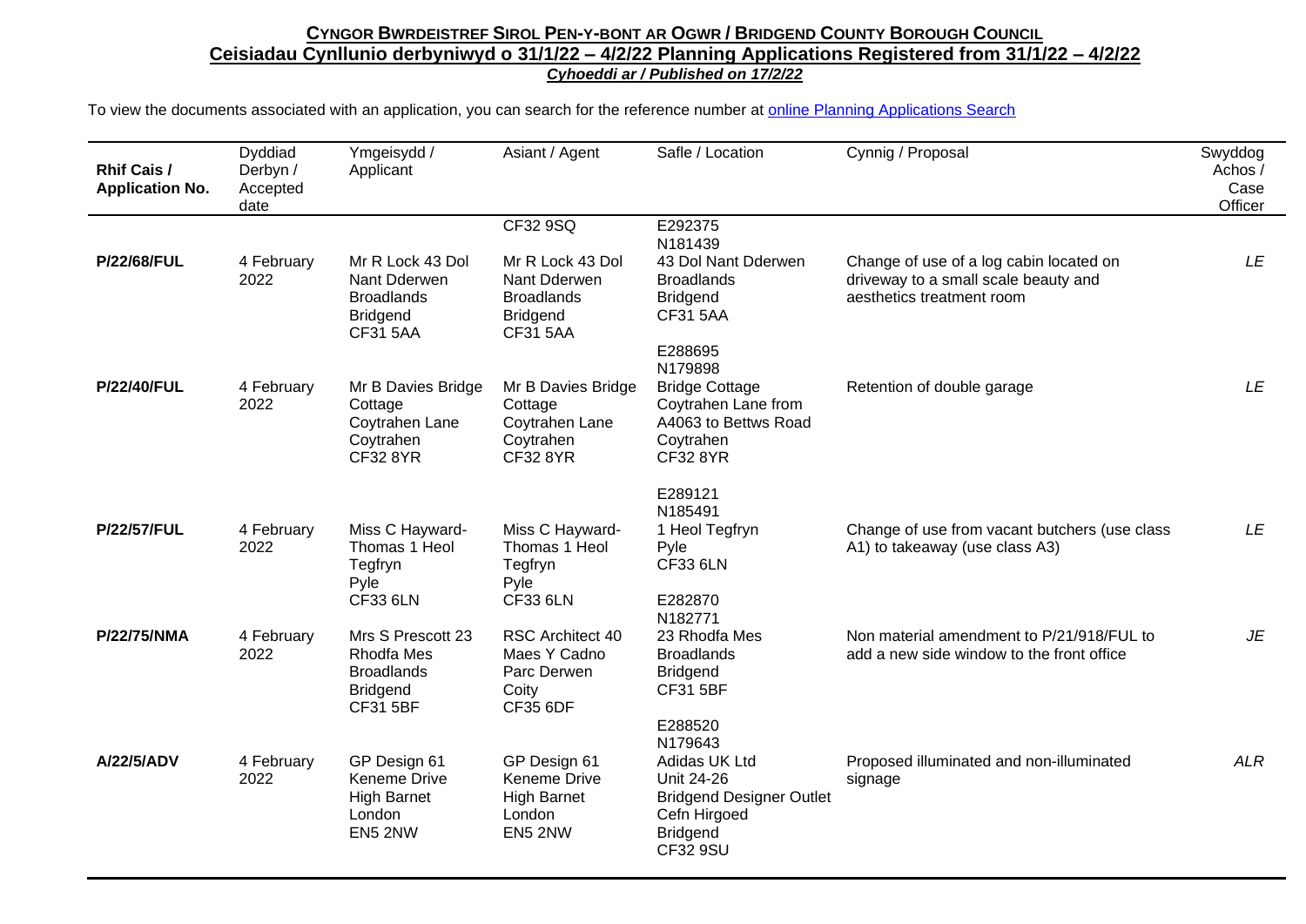## CYNGOR BWRDEISTREF SIROL PEN-Y-BONT AR OGWR / BRIDGEND COUNTY BOROUGH COUNCIL

## Ceisiadau Cynllunio derbyniwyd o 31/1/22 – 4/2/22 Planning Applications Registered from 31/1/22 – 4/2/22

***Cyhoeddi ar / Published on 17/2/22***

To view the documents associated with an application, you can search for the reference number at [online Planning Applications Search]()

| Rhif Cais / Application No. | Dyddiad Derbyn / Accepted date | Ymgeisydd / Applicant | Asiant / Agent | Safle / Location | Cynnig / Proposal | Swyddog Achos / Case Officer |
|---|---|---|---|---|---|---|
| | | | CF32 9SQ | | | |
| **P/22/68/FUL** | 4 February 2022 | Mr R Lock 43 Dol Nant Dderwen Broadlands Bridgend CF31 5AA | Mr R Lock 43 Dol Nant Dderwen Broadlands Bridgend CF31 5AA | E292375 N181439 43 Dol Nant Dderwen Broadlands Bridgend CF31 5AA | Change of use of a log cabin located on driveway to a small scale beauty and aesthetics treatment room | *LE* |
| **P/22/40/FUL** | 4 February 2022 | Mr B Davies Bridge Cottage Coytrahen Lane Coytrahen CF32 8YR | Mr B Davies Bridge Cottage Coytrahen Lane Coytrahen CF32 8YR | E288695 N179898 Bridge Cottage Coytrahen Lane from A4063 to Bettws Road Coytrahen CF32 8YR | Retention of double garage | *LE* |
| **P/22/57/FUL** | 4 February 2022 | Miss C Hayward-Thomas 1 Heol Tegfryn Pyle CF33 6LN | Miss C Hayward-Thomas 1 Heol Tegfryn Pyle CF33 6LN | E289121 N185491 1 Heol Tegfryn Pyle CF33 6LN | Change of use from vacant butchers (use class A1) to takeaway (use class A3) | *LE* |
| **P/22/75/NMA** | 4 February 2022 | Mrs S Prescott 23 Rhodfa Mes Broadlands Bridgend CF31 5BF | RSC Architect 40 Maes Y Cadno Parc Derwen Coity CF35 6DF | E282870 N182771 23 Rhodfa Mes Broadlands Bridgend CF31 5BF | Non material amendment to P/21/918/FUL to add a new side window to the front office | *JE* |
| **A/22/5/ADV** | 4 February 2022 | GP Design 61 Keneme Drive High Barnet London EN5 2NW | GP Design 61 Keneme Drive High Barnet London EN5 2NW | E288520 N179643 Adidas UK Ltd Unit 24-26 Bridgend Designer Outlet Cefn Hirgoed Bridgend CF32 9SU | Proposed illuminated and non-illuminated signage | *ALR* |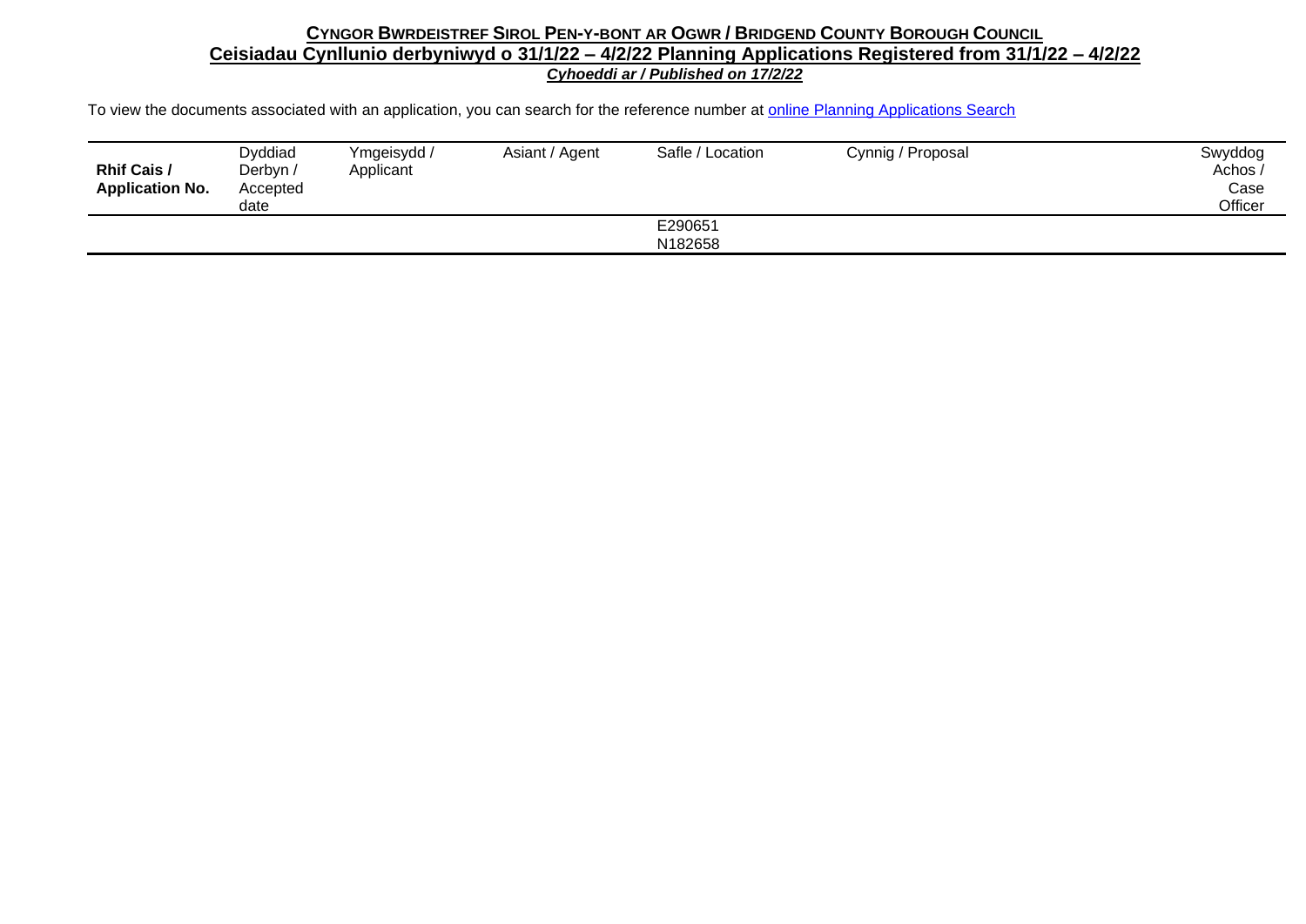**CYNGOR BWRDEISTREF SIROL PEN-Y-BONT AR OGWR / BRIDGEND COUNTY BOROUGH COUNCIL**

**Ceisiadau Cynllunio derbyniwyd o 31/1/22 – 4/2/22 Planning Applications Registered from 31/1/22 – 4/2/22**

***Cyhoeddi ar / Published on 17/2/22***

To view the documents associated with an application, you can search for the reference number at online Planning Applications Search

| Rhif Cais / Application No. | Dyddiad Derbyn / Accepted date | Ymgeisydd / Applicant | Asiant / Agent | Safle / Location | Cynnig / Proposal | Swyddog Achos / Case Officer |
|---|---|---|---|---|---|---|
| | | | | E290651 N182658 | | |